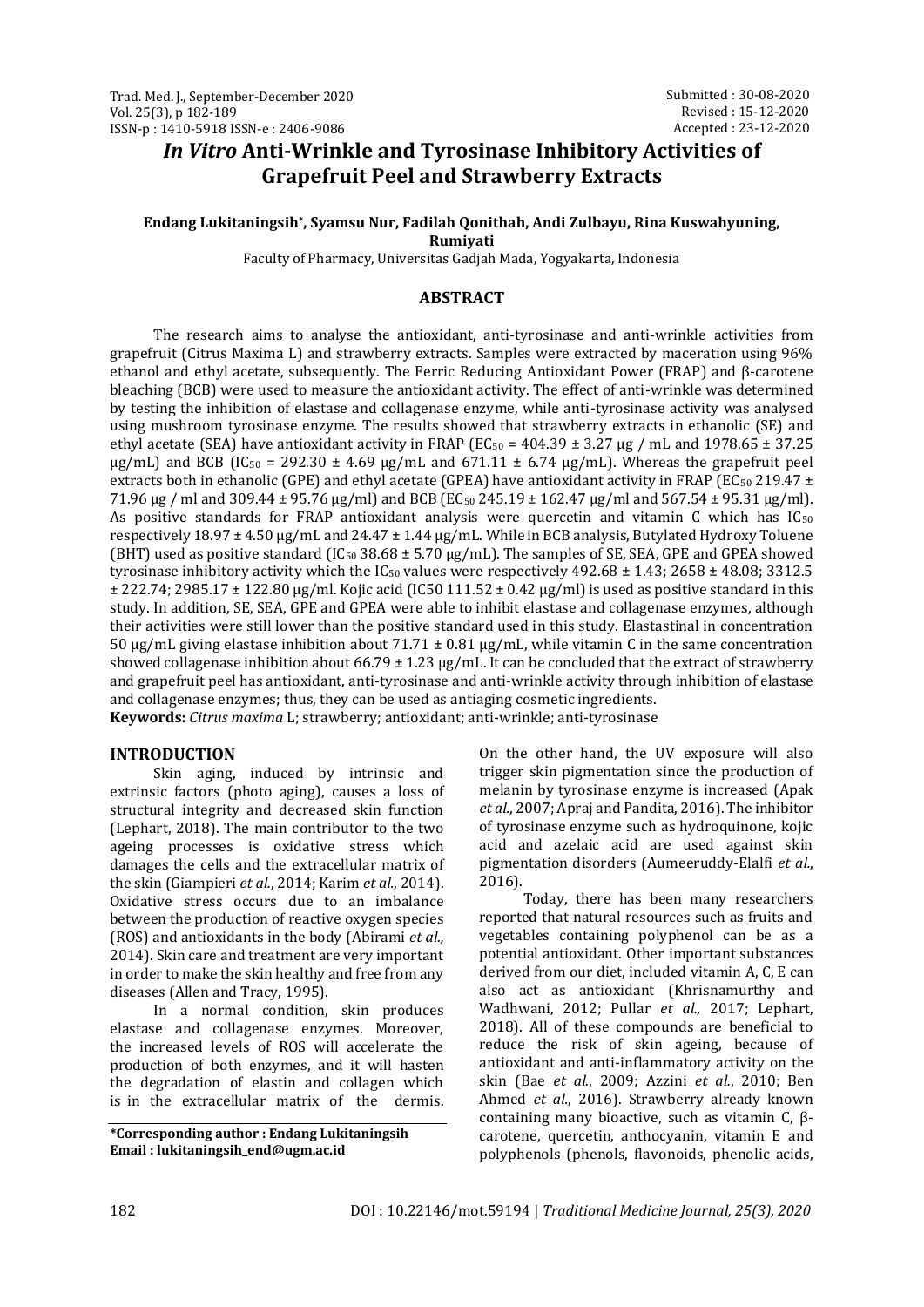Submitted : 30-08-2020
Revised : 15-12-2020
Accepted : 23-12-2020

# *In Vitro* Anti-Wrinkle and Tyrosinase Inhibitory Activities of Grapefruit Peel and Strawberry Extracts

**Endang Lukitaningsih*, Syamsu Nur, Fadilah Qonithah, Andi Zulbayu, Rina Kuswahyuning, Rumiyati**

Faculty of Pharmacy, Universitas Gadjah Mada, Yogyakarta, Indonesia

## ABSTRACT

The research aims to analyse the antioxidant, anti-tyrosinase and anti-wrinkle activities from grapefruit (Citrus Maxima L) and strawberry extracts. Samples were extracted by maceration using 96% ethanol and ethyl acetate, subsequently. The Ferric Reducing Antioxidant Power (FRAP) and β-carotene bleaching (BCB) were used to measure the antioxidant activity. The effect of anti-wrinkle was determined by testing the inhibition of elastase and collagenase enzyme, while anti-tyrosinase activity was analysed using mushroom tyrosinase enzyme. The results showed that strawberry extracts in ethanolic (SE) and ethyl acetate (SEA) have antioxidant activity in FRAP ($EC_{50}$ = 404.39 ± 3.27 μg / mL and 1978.65 ± 37.25 μg/mL) and BCB ($IC_{50}$ = 292.30 ± 4.69 μg/mL and 671.11 ± 6.74 μg/mL). Whereas the grapefruit peel extracts both in ethanolic (GPE) and ethyl acetate (GPEA) have antioxidant activity in FRAP ($EC_{50}$ 219.47 ± 71.96 μg / ml and 309.44 ± 95.76 μg/ml) and BCB ($EC_{50}$ 245.19 ± 162.47 μg/ml and 567.54 ± 95.31 μg/ml). As positive standards for FRAP antioxidant analysis were quercetin and vitamin C which has $IC_{50}$ respectively 18.97 ± 4.50 μg/mL and 24.47 ± 1.44 μg/mL. While in BCB analysis, Butylated Hydroxy Toluene (BHT) used as positive standard ($IC_{50}$ 38.68 ± 5.70 μg/mL). The samples of SE, SEA, GPE and GPEA showed tyrosinase inhibitory activity which the $IC_{50}$ values were respectively 492.68 ± 1.43; 2658 ± 48.08; 3312.5 ± 222.74; 2985.17 ± 122.80 μg/ml. Kojic acid (IC50 111.52 ± 0.42 μg/ml) is used as positive standard in this study. In addition, SE, SEA, GPE and GPEA were able to inhibit elastase and collagenase enzymes, although their activities were still lower than the positive standard used in this study. Elastastinal in concentration 50 μg/mL giving elastase inhibition about 71.71 ± 0.81 μg/mL, while vitamin C in the same concentration showed collagenase inhibition about 66.79 ± 1.23 μg/mL. It can be concluded that the extract of strawberry and grapefruit peel has antioxidant, anti-tyrosinase and anti-wrinkle activity through inhibition of elastase and collagenase enzymes; thus, they can be used as antiaging cosmetic ingredients.

**Keywords:** *Citrus maxima* L; strawberry; antioxidant; anti-wrinkle; anti-tyrosinase

## INTRODUCTION

Skin aging, induced by intrinsic and extrinsic factors (photo aging), causes a loss of structural integrity and decreased skin function (Lephart, 2018). The main contributor to the two ageing processes is oxidative stress which damages the cells and the extracellular matrix of the skin (Giampieri *et al.*, 2014; Karim *et al.*, 2014). Oxidative stress occurs due to an imbalance between the production of reactive oxygen species (ROS) and antioxidants in the body (Abirami *et al.,* 2014). Skin care and treatment are very important in order to make the skin healthy and free from any diseases (Allen and Tracy, 1995).

In a normal condition, skin produces elastase and collagenase enzymes. Moreover, the increased levels of ROS will accelerate the production of both enzymes, and it will hasten the degradation of elastin and collagen which is in the extracellular matrix of the dermis. On the other hand, the UV exposure will also trigger skin pigmentation since the production of melanin by tyrosinase enzyme is increased (Apak *et al.*, 2007; Apraj and Pandita, 2016). The inhibitor of tyrosinase enzyme such as hydroquinone, kojic acid and azelaic acid are used against skin pigmentation disorders (Aumeeruddy-Elalfi *et al.*, 2016).

Today, there has been many researchers reported that natural resources such as fruits and vegetables containing polyphenol can be as a potential antioxidant. Other important substances derived from our diet, included vitamin A, C, E can also act as antioxidant (Khrisnamurthy and Wadhwani, 2012; Pullar *et al.,* 2017; Lephart, 2018). All of these compounds are beneficial to reduce the risk of skin ageing, because of antioxidant and anti-inflammatory activity on the skin (Bae *et al.*, 2009; Azzini *et al.*, 2010; Ben Ahmed *et al.*, 2016). Strawberry already known containing many bioactive, such as vitamin C, β-carotene, quercetin, anthocyanin, vitamin E and polyphenols (phenols, flavonoids, phenolic acids,

**\*Corresponding author : Endang Lukitaningsih**
**Email : lukitaningsih_end@ugm.ac.id**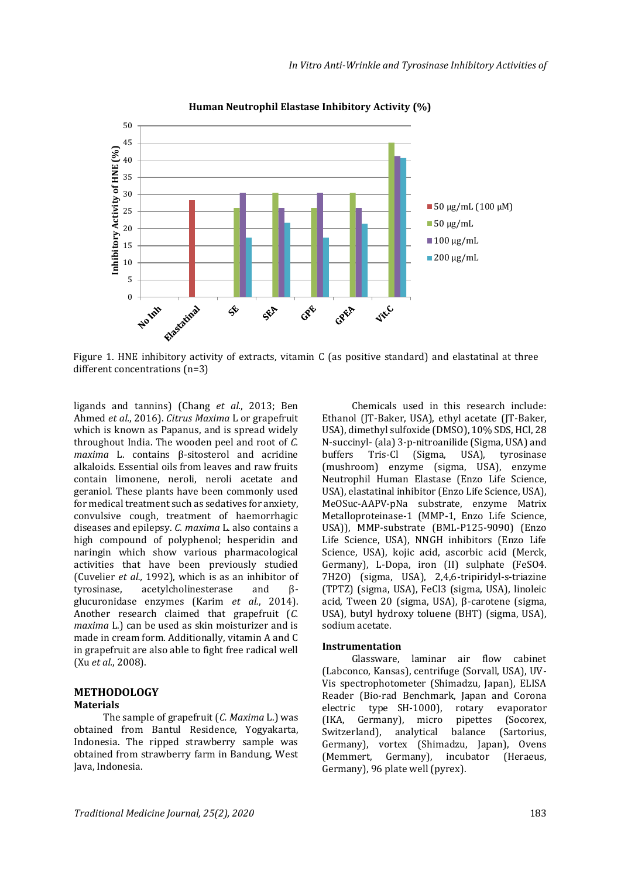Human Neutrophil Elastase Inhibitory Activity (%)

Figure 1. HNE inhibitory activity of extracts, vitamin C (as positive standard) and elastatinal at three different concentrations (n=3)

ligands and tannins) (Chang *et al.*, 2013; Ben Ahmed *et al.*, 2016). *Citrus Maxima* L or grapefruit which is known as Papanus, and is spread widely throughout India. The wooden peel and root of *C. maxima* L. contains β-sitosterol and acridine alkaloids. Essential oils from leaves and raw fruits contain limonene, neroli, neroli acetate and geraniol. These plants have been commonly used for medical treatment such as sedatives for anxiety, convulsive cough, treatment of haemorrhagic diseases and epilepsy. *C. maxima* L. also contains a high compound of polyphenol; hesperidin and naringin which show various pharmacological activities that have been previously studied (Cuvelier *et al.,* 1992), which is as an inhibitor of tyrosinase, acetylcholinesterase and β-glucuronidase enzymes (Karim *et al.*, 2014). Another research claimed that grapefruit (*C. maxima* L.) can be used as skin moisturizer and is made in cream form. Additionally, vitamin A and C in grapefruit are also able to fight free radical well (Xu *et al.*, 2008).

## METHODOLOGY

### Materials

The sample of grapefruit (*C. Maxima* L.) was obtained from Bantul Residence, Yogyakarta, Indonesia. The ripped strawberry sample was obtained from strawberry farm in Bandung, West Java, Indonesia.

Chemicals used in this research include: Ethanol (JT-Baker, USA), ethyl acetate (JT-Baker, USA), dimethyl sulfoxide (DMSO), 10% SDS, HCl, 28 N-succinyl- (ala) 3-p-nitroanilide (Sigma, USA) and buffers Tris-Cl (Sigma, USA), tyrosinase (mushroom) enzyme (sigma, USA), enzyme Neutrophil Human Elastase (Enzo Life Science, USA), elastatinal inhibitor (Enzo Life Science, USA), MeOSuc-AAPV-pNa substrate, enzyme Matrix Metalloproteinase-1 (MMP-1, Enzo Life Science, USA)), MMP-substrate (BML-P125-9090) (Enzo Life Science, USA), NNGH inhibitors (Enzo Life Science, USA), kojic acid, ascorbic acid (Merck, Germany), L-Dopa, iron (II) sulphate ($FeSO_4 \cdot 7H_2O$) (sigma, USA), 2,4,6-tripiridyl-s-triazine (TPTZ) (sigma, USA), $FeCl_3$ (sigma, USA), linoleic acid, Tween 20 (sigma, USA), β-carotene (sigma, USA), butyl hydroxy toluene (BHT) (sigma, USA), sodium acetate.

### Instrumentation

Glassware, laminar air flow cabinet (Labconco, Kansas), centrifuge (Sorvall, USA), UV-Vis spectrophotometer (Shimadzu, Japan), ELISA Reader (Bio-rad Benchmark, Japan and Corona electric type SH-1000), rotary evaporator (IKA, Germany), micro pipettes (Socorex, Switzerland), analytical balance (Sartorius, Germany), vortex (Shimadzu, Japan), Ovens (Memmert, Germany), incubator (Heraeus, Germany), 96 plate well (pyrex).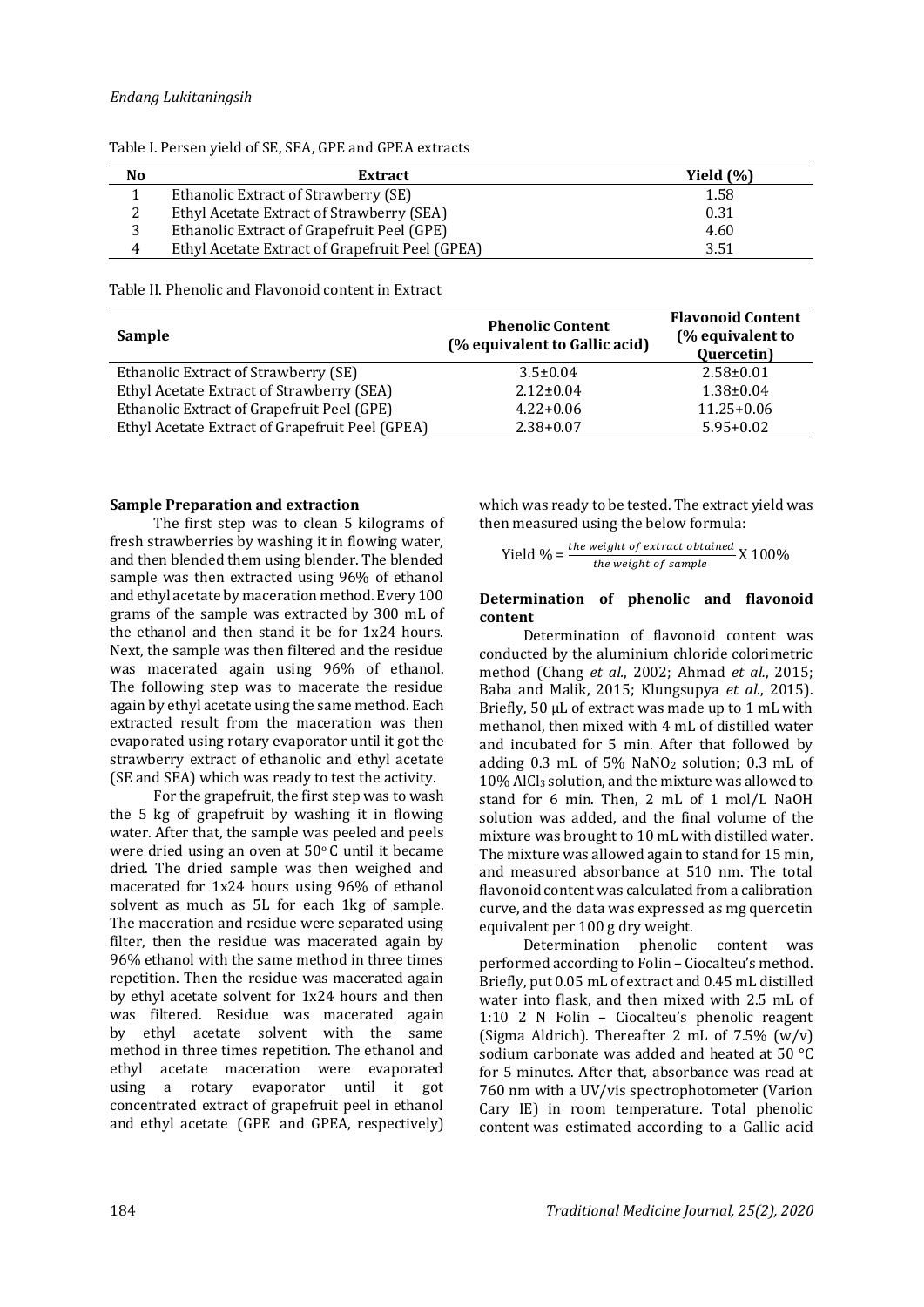Table I. Persen yield of SE, SEA, GPE and GPEA extracts

| No | Extract | Yield (%) |
|---|---|---|
| 1 | Ethanolic Extract of Strawberry (SE) | 1.58 |
| 2 | Ethyl Acetate Extract of Strawberry (SEA) | 0.31 |
| 3 | Ethanolic Extract of Grapefruit Peel (GPE) | 4.60 |
| 4 | Ethyl Acetate Extract of Grapefruit Peel (GPEA) | 3.51 |

Table II. Phenolic and Flavonoid content in Extract

| Sample | Phenolic Content (% equivalent to Gallic acid) | Flavonoid Content (% equivalent to Quercetin) |
|---|---|---|
| Ethanolic Extract of Strawberry (SE) | 3.5±0.04 | 2.58±0.01 |
| Ethyl Acetate Extract of Strawberry (SEA) | 2.12±0.04 | 1.38±0.04 |
| Ethanolic Extract of Grapefruit Peel (GPE) | 4.22+0.06 | 11.25+0.06 |
| Ethyl Acetate Extract of Grapefruit Peel (GPEA) | 2.38+0.07 | 5.95+0.02 |

**Sample Preparation and extraction**

The first step was to clean 5 kilograms of fresh strawberries by washing it in flowing water, and then blended them using blender. The blended sample was then extracted using 96% of ethanol and ethyl acetate by maceration method. Every 100 grams of the sample was extracted by 300 mL of the ethanol and then stand it be for 1x24 hours. Next, the sample was then filtered and the residue was macerated again using 96% of ethanol. The following step was to macerate the residue again by ethyl acetate using the same method. Each extracted result from the maceration was then evaporated using rotary evaporator until it got the strawberry extract of ethanolic and ethyl acetate (SE and SEA) which was ready to test the activity.

For the grapefruit, the first step was to wash the 5 kg of grapefruit by washing it in flowing water. After that, the sample was peeled and peels were dried using an oven at 50° C until it became dried. The dried sample was then weighed and macerated for 1x24 hours using 96% of ethanol solvent as much as 5L for each 1kg of sample. The maceration and residue were separated using filter, then the residue was macerated again by 96% ethanol with the same method in three times repetition. Then the residue was macerated again by ethyl acetate solvent for 1x24 hours and then was filtered. Residue was macerated again by ethyl acetate solvent with the same method in three times repetition. The ethanol and ethyl acetate maceration were evaporated using a rotary evaporator until it got concentrated extract of grapefruit peel in ethanol and ethyl acetate (GPE and GPEA, respectively) which was ready to be tested. The extract yield was then measured using the below formula:

$$\text{Yield \%} = \frac{\textit{the weight of extract obtained}}{\textit{the weight of sample}} \text{ X } 100\%$$

**Determination of phenolic and flavonoid content**

Determination of flavonoid content was conducted by the aluminium chloride colorimetric method (Chang *et al.*, 2002; Ahmad *et al.*, 2015; Baba and Malik, 2015; Klungsupya *et al.*, 2015). Briefly, 50 μL of extract was made up to 1 mL with methanol, then mixed with 4 mL of distilled water and incubated for 5 min. After that followed by adding 0.3 mL of 5% $NaNO_2$ solution; 0.3 mL of 10% $AlCl_3$ solution, and the mixture was allowed to stand for 6 min. Then, 2 mL of 1 mol/L NaOH solution was added, and the final volume of the mixture was brought to 10 mL with distilled water. The mixture was allowed again to stand for 15 min, and measured absorbance at 510 nm. The total flavonoid content was calculated from a calibration curve, and the data was expressed as mg quercetin equivalent per 100 g dry weight.

Determination phenolic content was performed according to Folin – Ciocalteu's method. Briefly, put 0.05 mL of extract and 0.45 mL distilled water into flask, and then mixed with 2.5 mL of 1:10 2 N Folin – Ciocalteu's phenolic reagent (Sigma Aldrich). Thereafter 2 mL of 7.5% (w/v) sodium carbonate was added and heated at 50 °C for 5 minutes. After that, absorbance was read at 760 nm with a UV/vis spectrophotometer (Varion Cary IE) in room temperature. Total phenolic content was estimated according to a Gallic acid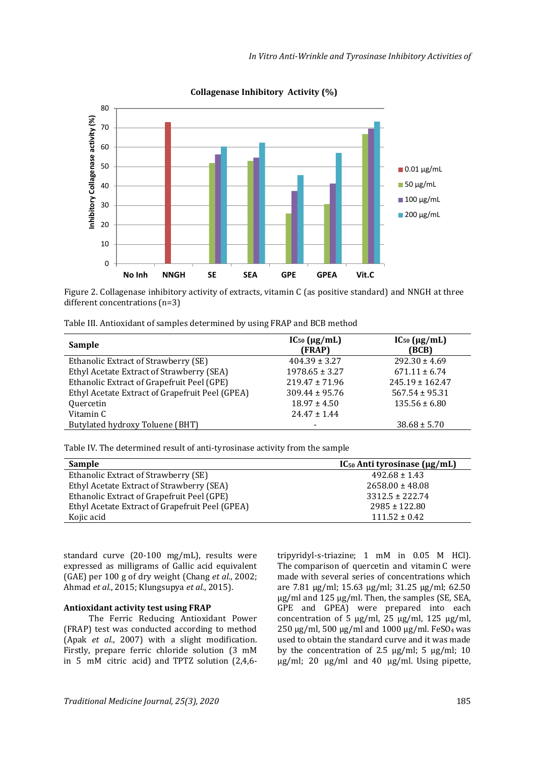Collagenase Inhibitory Activity (%)

Figure 2. Collagenase inhibitory activity of extracts, vitamin C (as positive standard) and NNGH at three different concentrations (n=3)

Table III. Antioxidant of samples determined by using FRAP and BCB method

| Sample | $IC_{50}$ (µg/mL) (FRAP) | $IC_{50}$ (µg/mL) (BCB) |
|---|---|---|
| Ethanolic Extract of Strawberry (SE) | 404.39 ± 3.27 | 292.30 ± 4.69 |
| Ethyl Acetate Extract of Strawberry (SEA) | 1978.65 ± 3.27 | 671.11 ± 6.74 |
| Ethanolic Extract of Grapefruit Peel (GPE) | 219.47 ± 71.96 | 245.19 ± 162.47 |
| Ethyl Acetate Extract of Grapefruit Peel (GPEA) | 309.44 ± 95.76 | 567.54 ± 95.31 |
| Quercetin | 18.97 ± 4.50 | 135.56 ± 6.80 |
| Vitamin C | 24.47 ± 1.44 | |
| Butylated hydroxy Toluene (BHT) | - | 38.68 ± 5.70 |

Table IV. The determined result of anti-tyrosinase activity from the sample

| Sample | $IC_{50}$ Anti tyrosinase (µg/mL) |
|---|---|
| Ethanolic Extract of Strawberry (SE) | 492.68 ± 1.43 |
| Ethyl Acetate Extract of Strawberry (SEA) | 2658.00 ± 48.08 |
| Ethanolic Extract of Grapefruit Peel (GPE) | 3312.5 ± 222.74 |
| Ethyl Acetate Extract of Grapefruit Peel (GPEA) | 2985 ± 122.80 |
| Kojic acid | 111.52 ± 0.42 |

standard curve (20-100 mg/mL), results were expressed as milligrams of Gallic acid equivalent (GAE) per 100 g of dry weight (Chang *et al.*, 2002; Ahmad *et al.*, 2015; Klungsupya *et al.*, 2015).

**Antioxidant activity test using FRAP**

The Ferric Reducing Antioxidant Power (FRAP) test was conducted according to method (Apak *et al.*, 2007) with a slight modification. Firstly, prepare ferric chloride solution (3 mM in 5 mM citric acid) and TPTZ solution (2,4,6-tripyridyl-s-triazine; 1 mM in 0.05 M HCl). The comparison of quercetin and vitamin C were made with several series of concentrations which are 7.81 µg/ml; 15.63 µg/ml; 31.25 µg/ml; 62.50 µg/ml and 125 µg/ml. Then, the samples (SE, SEA, GPE and GPEA) were prepared into each concentration of 5 µg/ml, 25 µg/ml, 125 µg/ml, 250 µg/ml, 500 µg/ml and 1000 µg/ml. $FeSO_4$ was used to obtain the standard curve and it was made by the concentration of 2.5 µg/ml; 5 µg/ml; 10 µg/ml; 20 µg/ml and 40 µg/ml. Using pipette,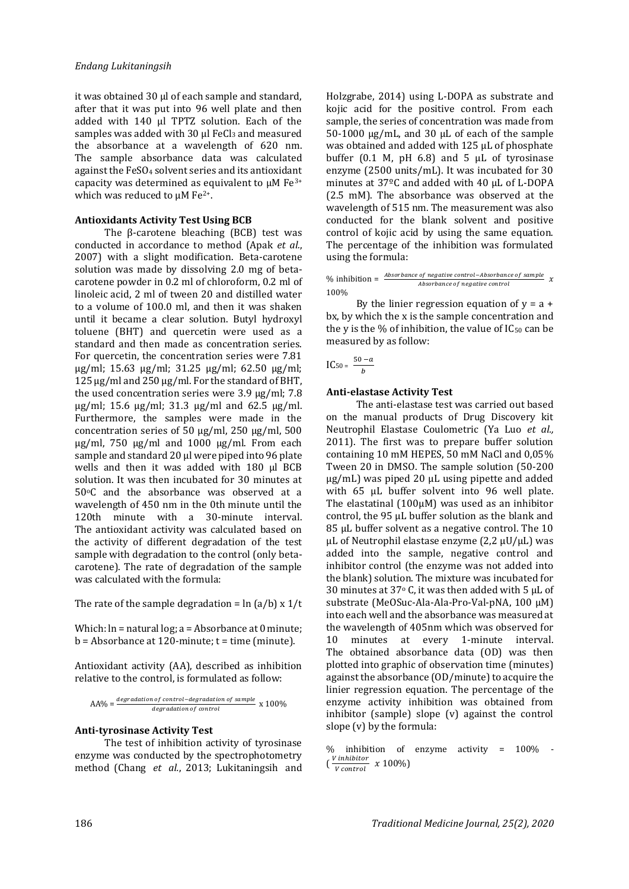it was obtained 30 µl of each sample and standard, after that it was put into 96 well plate and then added with 140 µl TPTZ solution. Each of the samples was added with 30 µl $FeCl_3$ and measured the absorbance at a wavelength of 620 nm. The sample absorbance data was calculated against the $FeSO_4$ solvent series and its antioxidant capacity was determined as equivalent to µM $Fe^{3+}$ which was reduced to µM $Fe^{2+}$.

**Antioxidants Activity Test Using BCB**

The β-carotene bleaching (BCB) test was conducted in accordance to method (Apak *et al*., 2007) with a slight modification. Beta-carotene solution was made by dissolving 2.0 mg of beta-carotene powder in 0.2 ml of chloroform, 0.2 ml of linoleic acid, 2 ml of tween 20 and distilled water to a volume of 100.0 ml, and then it was shaken until it became a clear solution. Butyl hydroxyl toluene (BHT) and quercetin were used as a standard and then made as concentration series. For quercetin, the concentration series were 7.81 µg/ml; 15.63 µg/ml; 31.25 µg/ml; 62.50 µg/ml; 125 µg/ml and 250 µg/ml. For the standard of BHT, the used concentration series were 3.9 µg/ml; 7.8 µg/ml; 15.6 µg/ml; 31.3 µg/ml and 62.5 µg/ml. Furthermore, the samples were made in the concentration series of 50 µg/ml, 250 µg/ml, 500 µg/ml, 750 µg/ml and 1000 µg/ml. From each sample and standard 20 µl were piped into 96 plate wells and then it was added with 180 µl BCB solution. It was then incubated for 30 minutes at 50°C and the absorbance was observed at a wavelength of 450 nm in the 0th minute until the 120th minute with a 30-minute interval. The antioxidant activity was calculated based on the activity of different degradation of the test sample with degradation to the control (only beta-carotene). The rate of degradation of the sample was calculated with the formula:

The rate of the sample degradation = ln (a/b) x 1/t

Which: ln = natural log; a = Absorbance at 0 minute; b = Absorbance at 120-minute; t = time (minute).

Antioxidant activity (AA), described as inhibition relative to the control, is formulated as follow:

$$AA\% = \frac{degradation\ of\ control - degradation\ of\ sample}{degradation\ of\ control} \times 100\%$$

**Anti-tyrosinase Activity Test**

The test of inhibition activity of tyrosinase enzyme was conducted by the spectrophotometry method (Chang *et al*., 2013; Lukitaningsih and Holzgrabe, 2014) using L-DOPA as substrate and kojic acid for the positive control. From each sample, the series of concentration was made from 50-1000 µg/mL, and 30 µL of each of the sample was obtained and added with 125 µL of phosphate buffer (0.1 M, pH 6.8) and 5 µL of tyrosinase enzyme (2500 units/mL). It was incubated for 30 minutes at 37ºC and added with 40 µL of L-DOPA (2.5 mM). The absorbance was observed at the wavelength of 515 nm. The measurement was also conducted for the blank solvent and positive control of kojic acid by using the same equation. The percentage of the inhibition was formulated using the formula:

$$\%\ inhibition = \frac{Absorbance\ of\ negative\ control - Absorbance\ of\ sample}{Absorbance\ of\ negative\ control}\ x\ 100\%$$

By the linier regression equation of $y = a + bx$, by which the x is the sample concentration and the y is the % of inhibition, the value of $IC_{50}$ can be measured by as follow:

$$IC_{50} = \frac{50 - a}{b}$$

**Anti-elastase Activity Test**

The anti-elastase test was carried out based on the manual products of Drug Discovery kit Neutrophil Elastase Coulometric (Ya Luo *et al.,* 2011). The first was to prepare buffer solution containing 10 mM HEPES, 50 mM NaCl and 0,05% Tween 20 in DMSO. The sample solution (50-200 µg/mL) was piped 20 µL using pipette and added with 65 µL buffer solvent into 96 well plate. The elastatinal (100µM) was used as an inhibitor control, the 95 µL buffer solution as the blank and 85 µL buffer solvent as a negative control. The 10 µL of Neutrophil elastase enzyme (2,2 µU/µL) was added into the sample, negative control and inhibitor control (the enzyme was not added into the blank) solution. The mixture was incubated for 30 minutes at 37° C, it was then added with 5 µL of substrate (MeOSuc-Ala-Ala-Pro-Val-pNA, 100 µM) into each well and the absorbance was measured at the wavelength of 405nm which was observed for 10 minutes at every 1-minute interval. The obtained absorbance data (OD) was then plotted into graphic of observation time (minutes) against the absorbance (OD/minute) to acquire the linier regression equation. The percentage of the enzyme activity inhibition was obtained from inhibitor (sample) slope (v) against the control slope (v) by the formula:

$$\%\ inhibition\ of\ enzyme\ activity = 100\% - \left(\frac{V\ inhibitor}{V\ control}\ x\ 100\%\right)$$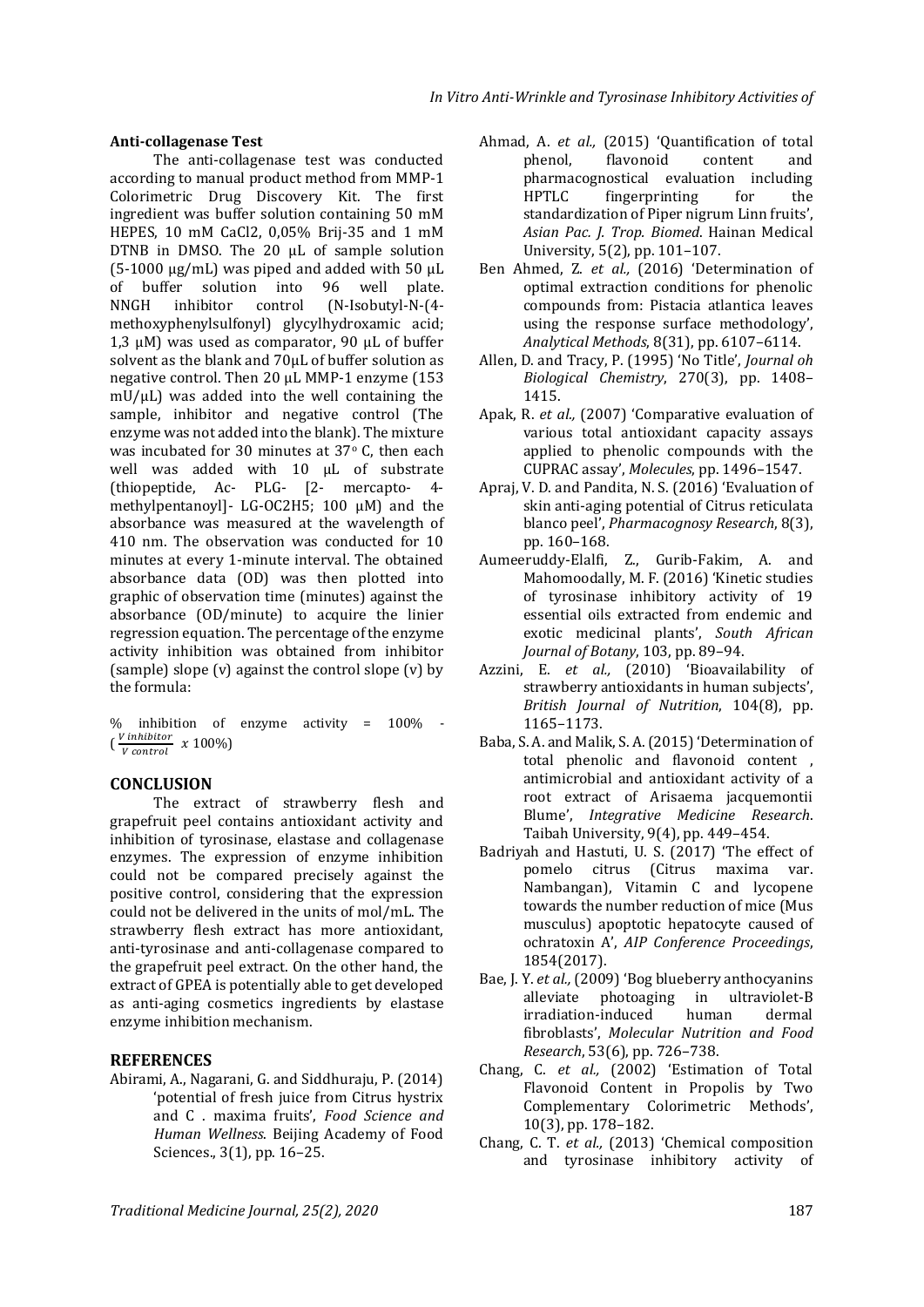### Anti-collagenase Test

The anti-collagenase test was conducted according to manual product method from MMP-1 Colorimetric Drug Discovery Kit. The first ingredient was buffer solution containing 50 mM HEPES, 10 mM $CaCl_2$, 0,05% Brij-35 and 1 mM DTNB in DMSO. The 20 µL of sample solution (5-1000 µg/mL) was piped and added with 50 µL of buffer solution into 96 well plate. NNGH inhibitor control (N-Isobutyl-N-(4-methoxyphenylsulfonyl) glycylhydroxamic acid; 1,3 µM) was used as comparator, 90 µL of buffer solvent as the blank and 70µL of buffer solution as negative control. Then 20 µL MMP-1 enzyme (153 mU/µL) was added into the well containing the sample, inhibitor and negative control (The enzyme was not added into the blank). The mixture was incubated for 30 minutes at 37° C, then each well was added with 10 µL of substrate (thiopeptide, Ac- PLG- [2- mercapto- 4-methylpentanoyl]- LG-OC2H5; 100 µM) and the absorbance was measured at the wavelength of 410 nm. The observation was conducted for 10 minutes at every 1-minute interval. The obtained absorbance data (OD) was then plotted into graphic of observation time (minutes) against the absorbance (OD/minute) to acquire the linier regression equation. The percentage of the enzyme activity inhibition was obtained from inhibitor (sample) slope (v) against the control slope (v) by the formula:

$$\% \text{ inhibition of enzyme activity} = 100\% - \left(\frac{V\ inhibitor}{V\ control}\ x\ 100\%\right)$$

## CONCLUSION

The extract of strawberry flesh and grapefruit peel contains antioxidant activity and inhibition of tyrosinase, elastase and collagenase enzymes. The expression of enzyme inhibition could not be compared precisely against the positive control, considering that the expression could not be delivered in the units of mol/mL. The strawberry flesh extract has more antioxidant, anti-tyrosinase and anti-collagenase compared to the grapefruit peel extract. On the other hand, the extract of GPEA is potentially able to get developed as anti-aging cosmetics ingredients by elastase enzyme inhibition mechanism.

## REFERENCES

Abirami, A., Nagarani, G. and Siddhuraju, P. (2014) 'potential of fresh juice from Citrus hystrix and C . maxima fruits', *Food Science and Human Wellness*. Beijing Academy of Food Sciences., 3(1), pp. 16–25.

Ahmad, A. *et al.,* (2015) 'Quantification of total phenol, flavonoid content and pharmacognostical evaluation including HPTLC fingerprinting for the standardization of Piper nigrum Linn fruits', *Asian Pac. J. Trop. Biomed*. Hainan Medical University, 5(2), pp. 101–107.

Ben Ahmed, Z. *et al.,* (2016) 'Determination of optimal extraction conditions for phenolic compounds from: Pistacia atlantica leaves using the response surface methodology', *Analytical Methods*, 8(31), pp. 6107–6114.

Allen, D. and Tracy, P. (1995) 'No Title', *Journal oh Biological Chemistry*, 270(3), pp. 1408–1415.

Apak, R. *et al.,* (2007) 'Comparative evaluation of various total antioxidant capacity assays applied to phenolic compounds with the CUPRAC assay', *Molecules*, pp. 1496–1547.

Apraj, V. D. and Pandita, N. S. (2016) 'Evaluation of skin anti-aging potential of Citrus reticulata blanco peel', *Pharmacognosy Research*, 8(3), pp. 160–168.

Aumeeruddy-Elalfi, Z., Gurib-Fakim, A. and Mahomoodally, M. F. (2016) 'Kinetic studies of tyrosinase inhibitory activity of 19 essential oils extracted from endemic and exotic medicinal plants', *South African Journal of Botany*, 103, pp. 89–94.

Azzini, E. *et al.,* (2010) 'Bioavailability of strawberry antioxidants in human subjects', *British Journal of Nutrition*, 104(8), pp. 1165–1173.

Baba, S. A. and Malik, S. A. (2015) 'Determination of total phenolic and flavonoid content , antimicrobial and antioxidant activity of a root extract of Arisaema jacquemontii Blume', *Integrative Medicine Research*. Taibah University, 9(4), pp. 449–454.

Badriyah and Hastuti, U. S. (2017) 'The effect of pomelo citrus (Citrus maxima var. Nambangan), Vitamin C and lycopene towards the number reduction of mice (Mus musculus) apoptotic hepatocyte caused of ochratoxin A', *AIP Conference Proceedings*, 1854(2017).

Bae, J. Y. *et al.,* (2009) 'Bog blueberry anthocyanins alleviate photoaging in ultraviolet-B irradiation-induced human dermal fibroblasts', *Molecular Nutrition and Food Research*, 53(6), pp. 726–738.

Chang, C. *et al.,* (2002) 'Estimation of Total Flavonoid Content in Propolis by Two Complementary Colorimetric Methods', 10(3), pp. 178–182.

Chang, C. T. *et al.,* (2013) 'Chemical composition and tyrosinase inhibitory activity of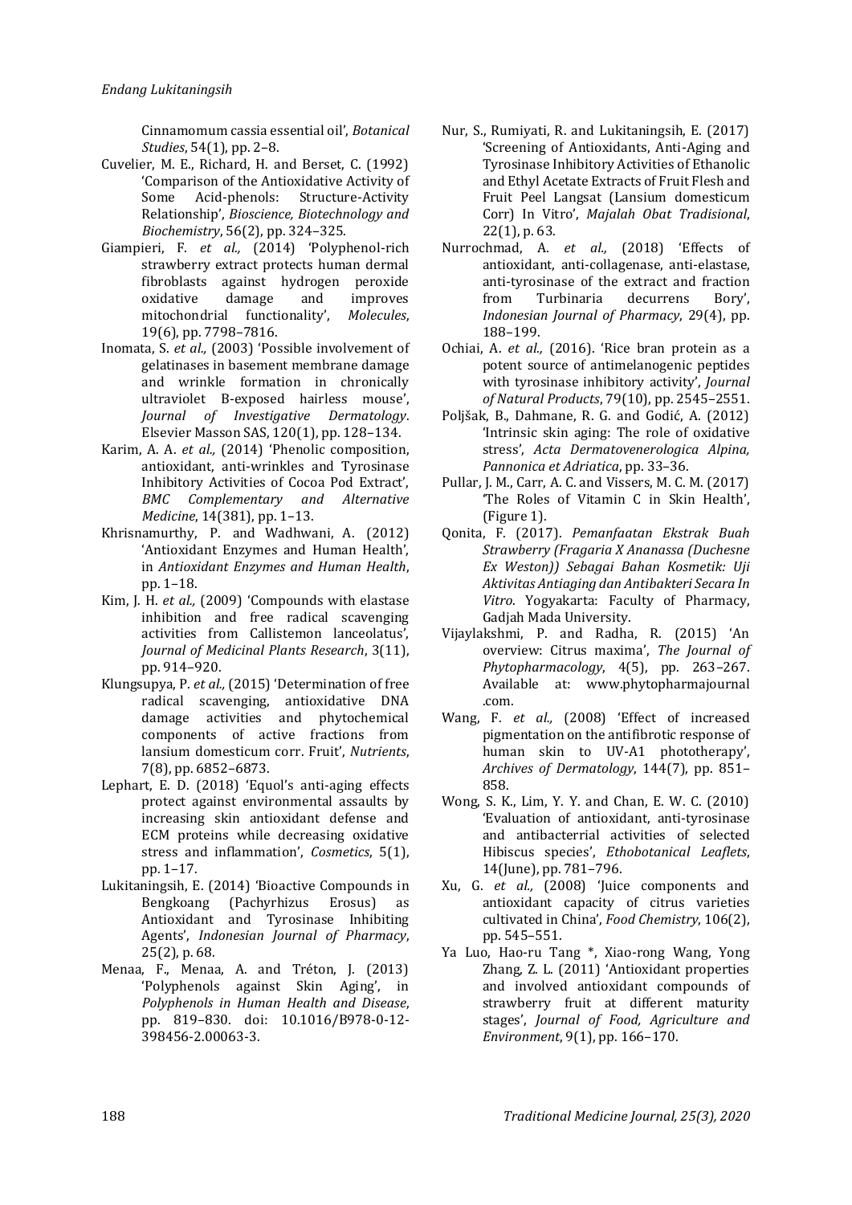Cinnamomum cassia essential oil', *Botanical Studies*, 54(1), pp. 2–8.

Cuvelier, M. E., Richard, H. and Berset, C. (1992) 'Comparison of the Antioxidative Activity of Some Acid-phenols: Structure-Activity Relationship', *Bioscience, Biotechnology and Biochemistry*, 56(2), pp. 324–325.

Giampieri, F. *et al.,* (2014) 'Polyphenol-rich strawberry extract protects human dermal fibroblasts against hydrogen peroxide oxidative damage and improves mitochondrial functionality', *Molecules*, 19(6), pp. 7798–7816.

Inomata, S. *et al.,* (2003) 'Possible involvement of gelatinases in basement membrane damage and wrinkle formation in chronically ultraviolet B-exposed hairless mouse', *Journal of Investigative Dermatology*. Elsevier Masson SAS, 120(1), pp. 128–134.

Karim, A. A. *et al.,* (2014) 'Phenolic composition, antioxidant, anti-wrinkles and Tyrosinase Inhibitory Activities of Cocoa Pod Extract', *BMC Complementary and Alternative Medicine*, 14(381), pp. 1–13.

Khrisnamurthy, P. and Wadhwani, A. (2012) 'Antioxidant Enzymes and Human Health', in *Antioxidant Enzymes and Human Health*, pp. 1–18.

Kim, J. H. *et al.,* (2009) 'Compounds with elastase inhibition and free radical scavenging activities from Callistemon lanceolatus', *Journal of Medicinal Plants Research*, 3(11), pp. 914–920.

Klungsupya, P. *et al.,* (2015) 'Determination of free radical scavenging, antioxidative DNA damage activities and phytochemical components of active fractions from lansium domesticum corr. Fruit', *Nutrients*, 7(8), pp. 6852–6873.

Lephart, E. D. (2018) 'Equol's anti-aging effects protect against environmental assaults by increasing skin antioxidant defense and ECM proteins while decreasing oxidative stress and inflammation', *Cosmetics*, 5(1), pp. 1–17.

Lukitaningsih, E. (2014) 'Bioactive Compounds in Bengkoang (Pachyrhizus Erosus) as Antioxidant and Tyrosinase Inhibiting Agents', *Indonesian Journal of Pharmacy*, 25(2), p. 68.

Menaa, F., Menaa, A. and Tréton, J. (2013) 'Polyphenols against Skin Aging', in *Polyphenols in Human Health and Disease*, pp. 819–830. doi: 10.1016/B978-0-12-398456-2.00063-3.

Nur, S., Rumiyati, R. and Lukitaningsih, E. (2017) 'Screening of Antioxidants, Anti-Aging and Tyrosinase Inhibitory Activities of Ethanolic and Ethyl Acetate Extracts of Fruit Flesh and Fruit Peel Langsat (Lansium domesticum Corr) In Vitro', *Majalah Obat Tradisional*, 22(1), p. 63.

Nurrochmad, A. *et al.,* (2018) 'Effects of antioxidant, anti-collagenase, anti-elastase, anti-tyrosinase of the extract and fraction from Turbinaria decurrens Bory', *Indonesian Journal of Pharmacy*, 29(4), pp. 188–199.

Ochiai, A. *et al.,* (2016). 'Rice bran protein as a potent source of antimelanogenic peptides with tyrosinase inhibitory activity', *Journal of Natural Products*, 79(10), pp. 2545–2551.

Poljšak, B., Dahmane, R. G. and Godić, A. (2012) 'Intrinsic skin aging: The role of oxidative stress', *Acta Dermatovenerologica Alpina, Pannonica et Adriatica*, pp. 33–36.

Pullar, J. M., Carr, A. C. and Vissers, M. C. M. (2017) 'The Roles of Vitamin C in Skin Health', (Figure 1).

Qonita, F. (2017). *Pemanfaatan Ekstrak Buah Strawberry (Fragaria X Ananassa (Duchesne Ex Weston)) Sebagai Bahan Kosmetik: Uji Aktivitas Antiaging dan Antibakteri Secara In Vitro*. Yogyakarta: Faculty of Pharmacy, Gadjah Mada University.

Vijaylakshmi, P. and Radha, R. (2015) 'An overview: Citrus maxima', *The Journal of Phytopharmacology*, 4(5), pp. 263–267. Available at: www.phytopharmajournal .com.

Wang, F. *et al.,* (2008) 'Effect of increased pigmentation on the antifibrotic response of human skin to UV-A1 phototherapy', *Archives of Dermatology*, 144(7), pp. 851–858.

Wong, S. K., Lim, Y. Y. and Chan, E. W. C. (2010) 'Evaluation of antioxidant, anti-tyrosinase and antibacterrial activities of selected Hibiscus species', *Ethobotanical Leaflets*, 14(June), pp. 781–796.

Xu, G. *et al.,* (2008) 'Juice components and antioxidant capacity of citrus varieties cultivated in China', *Food Chemistry*, 106(2), pp. 545–551.

Ya Luo, Hao-ru Tang *, Xiao-rong Wang, Yong Zhang, Z. L. (2011) 'Antioxidant properties and involved antioxidant compounds of strawberry fruit at different maturity stages', *Journal of Food, Agriculture and Environment*, 9(1), pp. 166–170.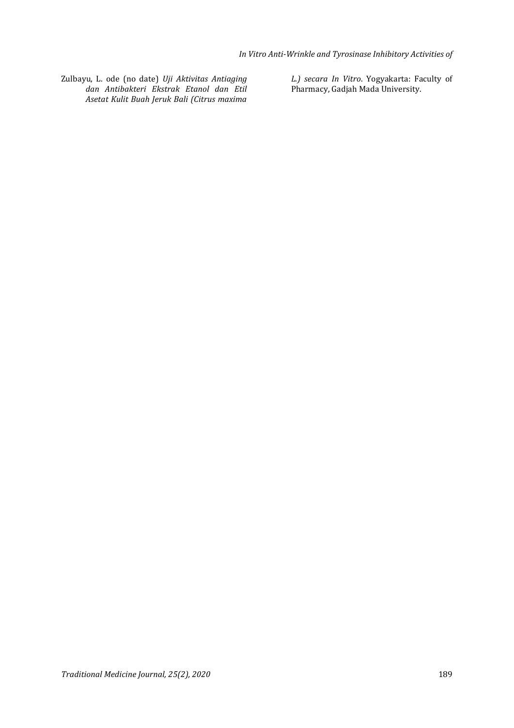Zulbayu, L. ode (no date) *Uji Aktivitas Antiaging dan Antibakteri Ekstrak Etanol dan Etil Asetat Kulit Buah Jeruk Bali (Citrus maxima L.) secara In Vitro*. Yogyakarta: Faculty of Pharmacy, Gadjah Mada University.